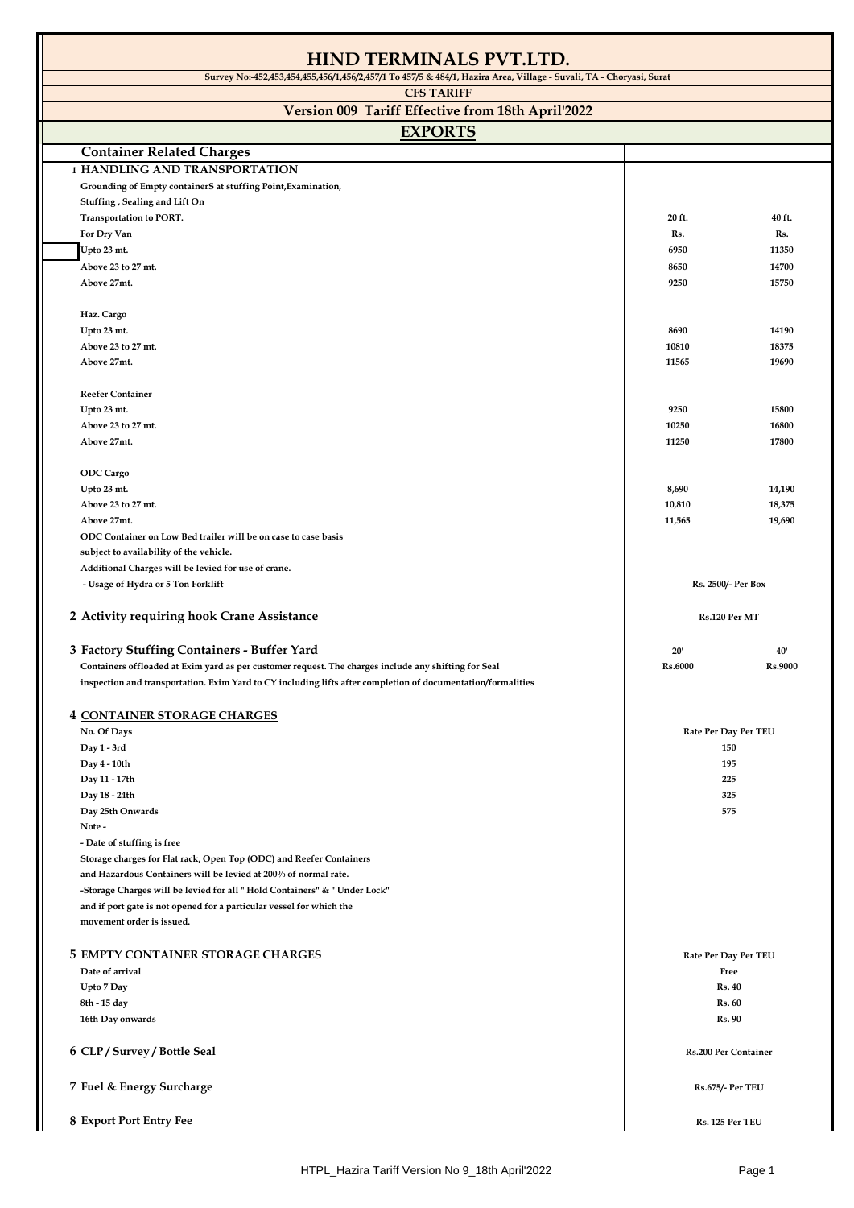# HIND TERMINALS PVT.LTD.

**Survey No:-452,453,454,455,456/1,456/2,457/1 To 457/5 & 484/1, Hazira Area, Village - Suvali, TA - Choryasi, Surat**

**CFS TARIFF**

## Version 009 Tariff Effective from 18th April'2022

## EXPORTS

### Container Related Charges

**1 HANDLING AND TRANSPORTATION**

Grounding of Empty containerS at stuffing Point,Examination, Stuffing , Sealing and Lift On Transportation to PORT.

| | 20 ft. | 40 ft. |
|---|---|---|
| **For Dry Van** | Rs. | Rs. |
| Upto 23 mt. | 6950 | 11350 |
| Above 23 to 27 mt. | 8650 | 14700 |
| Above 27mt. | 9250 | 15750 |
| **Haz. Cargo** | | |
| Upto 23 mt. | 8690 | 14190 |
| Above 23 to 27 mt. | 10810 | 18375 |
| Above 27mt. | 11565 | 19690 |
| **Reefer Container** | | |
| Upto 23 mt. | 9250 | 15800 |
| Above 23 to 27 mt. | 10250 | 16800 |
| Above 27mt. | 11250 | 17800 |
| **ODC Cargo** | | |
| Upto 23 mt. | 8,690 | 14,190 |
| Above 23 to 27 mt. | 10,810 | 18,375 |
| Above 27mt. | 11,565 | 19,690 |

ODC Container on Low Bed trailer will be on case to case basis subject to availability of the vehicle.

Additional Charges will be levied for use of crane.

- Usage of Hydra or 5 Ton Forklift — Rs. 2500/- Per Box

**2 Activity requiring hook Crane Assistance** — Rs.120 Per MT

**3 Factory Stuffing Containers - Buffer Yard**

| | 20' | 40' |
|---|---|---|
| Containers offloaded at Exim yard as per customer request. The charges include any shifting for Seal inspection and transportation. Exim Yard to CY including lifts after completion of documentation/formalities | Rs.6000 | Rs.9000 |

**4 CONTAINER STORAGE CHARGES**

| No. Of Days | Rate Per Day Per TEU |
|---|---|
| Day 1 - 3rd | 150 |
| Day 4 - 10th | 195 |
| Day 11 - 17th | 225 |
| Day 18 - 24th | 325 |
| Day 25th Onwards | 575 |

Note -

- Date of stuffing is free

Storage charges for Flat rack, Open Top (ODC) and Reefer Containers and Hazardous Containers will be levied at 200% of normal rate.

-Storage Charges will be levied for all " Hold Containers" & " Under Lock" and if port gate is not opened for a particular vessel for which the movement order is issued.

**5 EMPTY CONTAINER STORAGE CHARGES**

| | Rate Per Day Per TEU |
|---|---|
| Date of arrival | Free |
| Upto 7 Day | Rs. 40 |
| 8th - 15 day | Rs. 60 |
| 16th Day onwards | Rs. 90 |

**6 CLP / Survey / Bottle Seal** — Rs.200 Per Container

**7 Fuel & Energy Surcharge** — Rs.675/- Per TEU

**8 Export Port Entry Fee** — Rs. 125 Per TEU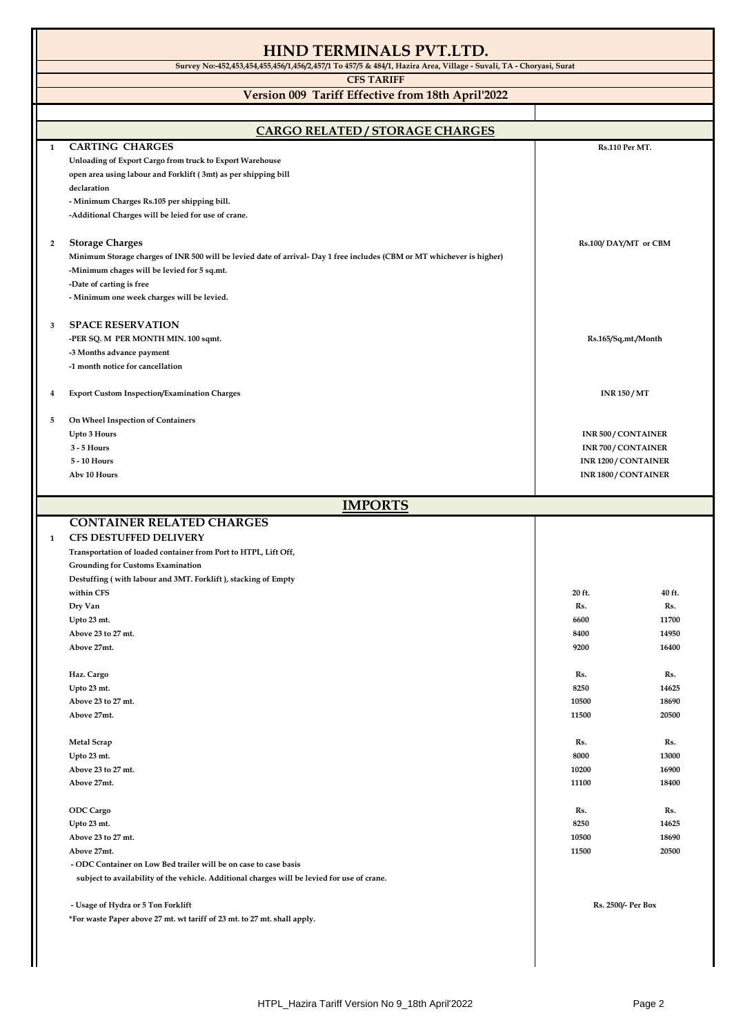# HIND TERMINALS PVT.LTD.

**Survey No:-452,453,454,455,456/1,456/2,457/1 To 457/5 & 484/1, Hazira Area, Village - Suvali, TA - Choryasi, Surat**

**CFS TARIFF**

**Version 009 Tariff Effective from 18th April'2022**

## CARGO RELATED / STORAGE CHARGES

| | Description | Charges |
|---|---|---|
| 1 | **CARTING CHARGES** | Rs.110 Per MT. |
| | Unloading of Export Cargo from truck to Export Warehouse open area using labour and Forklift ( 3mt) as per shipping bill declaration | |
| | - Minimum Charges Rs.105 per shipping bill. | |
| | -Additional Charges will be leied for use of crane. | |
| 2 | **Storage Charges** | Rs.100/ DAY/MT or CBM |
| | Minimum Storage charges of INR 500 will be levied date of arrival- Day 1 free includes (CBM or MT whichever is higher) | |
| | -Minimum chages will be levied for 5 sq.mt. | |
| | -Date of carting is free | |
| | - Minimum one week charges will be levied. | |
| 3 | **SPACE RESERVATION** | |
| | -PER SQ. M PER MONTH MIN. 100 sqmt. | Rs.165/Sq,mt./Month |
| | -3 Months advance payment | |
| | -1 month notice for cancellation | |
| 4 | Export Custom Inspection/Examination Charges | INR 150 / MT |
| 5 | On Wheel Inspection of Containers | |
| | Upto 3 Hours | INR 500 / CONTAINER |
| | 3 - 5 Hours | INR 700 / CONTAINER |
| | 5 - 10 Hours | INR 1200 / CONTAINER |
| | Abv 10 Hours | INR 1800 / CONTAINER |

## IMPORTS

### CONTAINER RELATED CHARGES

**1 CFS DESTUFFED DELIVERY**

Transportation of loaded container from Port to HTPL, Lift Off, Grounding for Customs Examination Destuffing ( with labour and 3MT. Forklift ), stacking of Empty within CFS

| | 20 ft. | 40 ft. |
|---|---|---|
| **Dry Van** | Rs. | Rs. |
| Upto 23 mt. | 6600 | 11700 |
| Above 23 to 27 mt. | 8400 | 14950 |
| Above 27mt. | 9200 | 16400 |
| **Haz. Cargo** | Rs. | Rs. |
| Upto 23 mt. | 8250 | 14625 |
| Above 23 to 27 mt. | 10500 | 18690 |
| Above 27mt. | 11500 | 20500 |
| **Metal Scrap** | Rs. | Rs. |
| Upto 23 mt. | 8000 | 13000 |
| Above 23 to 27 mt. | 10200 | 16900 |
| Above 27mt. | 11100 | 18400 |
| **ODC Cargo** | Rs. | Rs. |
| Upto 23 mt. | 8250 | 14625 |
| Above 23 to 27 mt. | 10500 | 18690 |
| Above 27mt. | 11500 | 20500 |

- ODC Container on Low Bed trailer will be on case to case basis subject to availability of the vehicle. Additional charges will be levied for use of crane.

- Usage of Hydra or 5 Ton Forklift — Rs. 2500/- Per Box

*For waste Paper above 27 mt. wt tariff of 23 mt. to 27 mt. shall apply.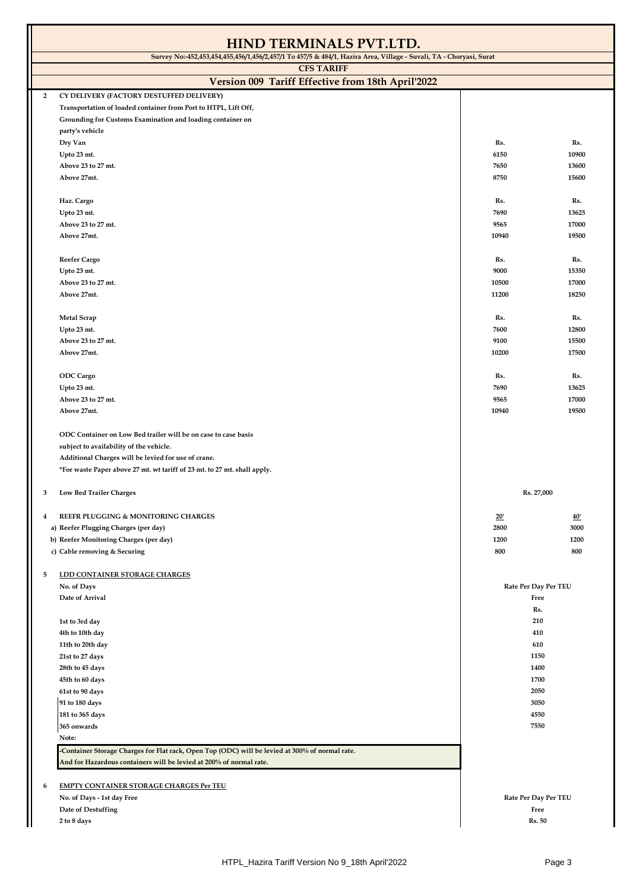# HIND TERMINALS PVT.LTD.

**Survey No:-452,453,454,455,456/1,456/2,457/1 To 457/5 & 484/1, Hazira Area, Village - Suvali, TA - Choryasi, Surat**

**CFS TARIFF**

## Version 009 Tariff Effective from 18th April'2022

**2 CY DELIVERY (FACTORY DESTUFFED DELIVERY)**

**Transportation of loaded container from Port to HTPL, Lift Off, Grounding for Customs Examination and loading container on party's vehicle**

| | | |
|---|---|---|
| **Dry Van** | **Rs.** | **Rs.** |
| Upto 23 mt. | 6150 | 10900 |
| Above 23 to 27 mt. | 7650 | 13600 |
| Above 27mt. | 8750 | 15600 |
| | | |
| **Haz. Cargo** | **Rs.** | **Rs.** |
| Upto 23 mt. | 7690 | 13625 |
| Above 23 to 27 mt. | 9565 | 17000 |
| Above 27mt. | 10940 | 19500 |
| | | |
| **Reefer Cargo** | **Rs.** | **Rs.** |
| Upto 23 mt. | 9000 | 15350 |
| Above 23 to 27 mt. | 10500 | 17000 |
| Above 27mt. | 11200 | 18250 |
| | | |
| **Metal Scrap** | **Rs.** | **Rs.** |
| Upto 23 mt. | 7600 | 12800 |
| Above 23 to 27 mt. | 9100 | 15500 |
| Above 27mt. | 10200 | 17500 |
| | | |
| **ODC Cargo** | **Rs.** | **Rs.** |
| Upto 23 mt. | 7690 | 13625 |
| Above 23 to 27 mt. | 9565 | 17000 |
| Above 27mt. | 10940 | 19500 |

**ODC Container on Low Bed trailer will be on case to case basis subject to availability of the vehicle.**

**Additional Charges will be levied for use of crane.**

***For waste Paper above 27 mt. wt tariff of 23 mt. to 27 mt. shall apply.**

**3 Low Bed Trailer Charges** — Rs. 27,000

**4 REEFR PLUGGING & MONITORING CHARGES**

| | 20' | 40' |
|---|---|---|
| a) Reefer Plugging Charges (per day) | 2800 | 3000 |
| b) Reefer Monitoring Charges (per day) | 1200 | 1200 |
| c) Cable removing & Securing | 800 | 800 |

**5 LDD CONTAINER STORAGE CHARGES**

| No. of Days | Rate Per Day Per TEU |
|---|---|
| Date of Arrival | Free |
| | Rs. |
| 1st to 3rd day | 210 |
| 4th to 10th day | 410 |
| 11th to 20th day | 610 |
| 21st to 27 days | 1150 |
| 28th to 45 days | 1400 |
| 45th to 60 days | 1700 |
| 61st to 90 days | 2050 |
| 91 to 180 days | 3050 |
| 181 to 365 days | 4550 |
| 365 onwards | 7550 |

**Note:**

**-Container Storage Charges for Flat rack, Open Top (ODC) will be levied at 300% of normal rate.**
**And for Hazardous containers will be levied at 200% of normal rate.**

**6 EMPTY CONTAINER STORAGE CHARGES Per TEU**

| No. of Days - 1st day Free | Rate Per Day Per TEU |
|---|---|
| Date of Destuffing | Free |
| 2 to 8 days | Rs. 50 |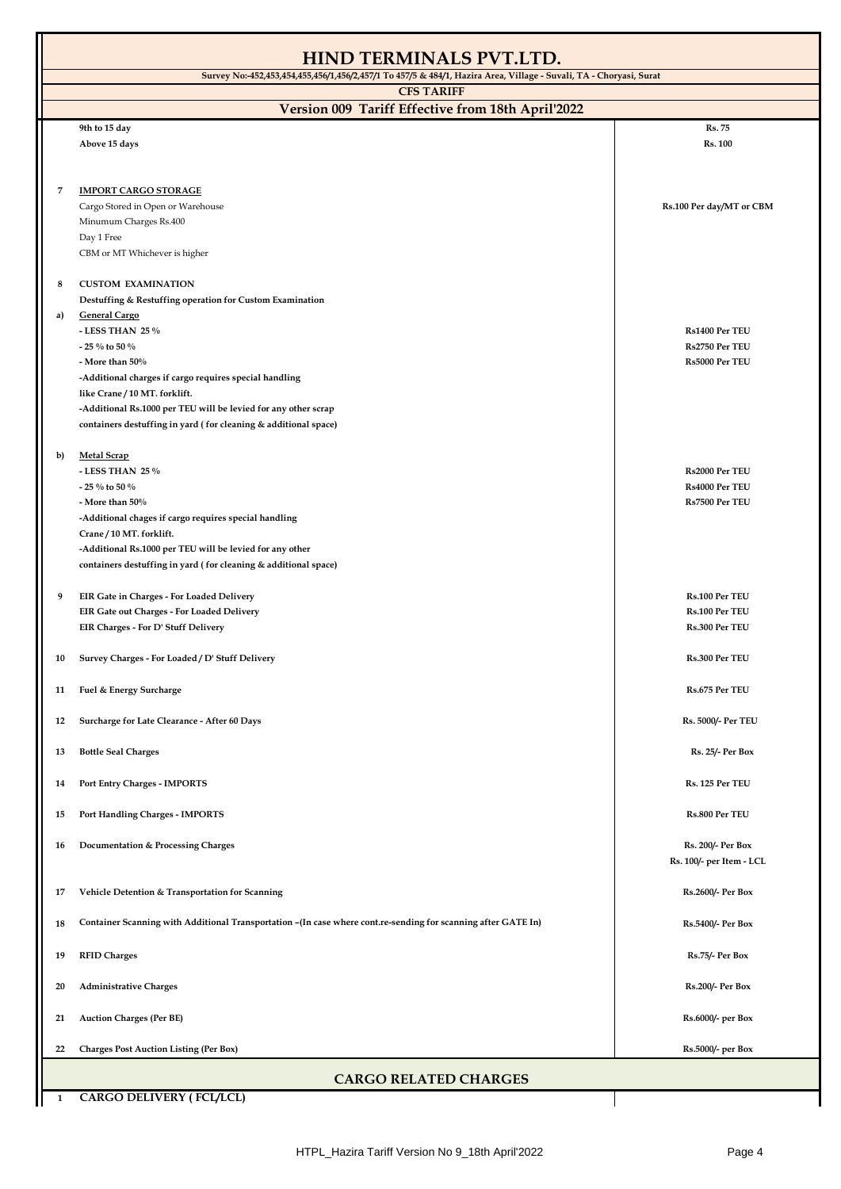# HIND TERMINALS PVT.LTD.

**Survey No:-452,453,454,455,456/1,456/2,457/1 To 457/5 & 484/1, Hazira Area, Village - Suvali, TA - Choryasi, Surat**

**CFS TARIFF**

## Version 009 Tariff Effective from 18th April'2022

| | | |
|---|---|---|
| | **9th to 15 day** | **Rs. 75** |
| | **Above 15 days** | **Rs. 100** |
| | | |
| **7** | **IMPORT CARGO STORAGE** | |
| | Cargo Stored in Open or Warehouse | **Rs.100 Per day/MT or CBM** |
| | Minumum Charges Rs.400 | |
| | Day 1 Free | |
| | CBM or MT Whichever is higher | |
| | | |
| **8** | **CUSTOM EXAMINATION** | |
| | **Destuffing & Restuffing operation for Custom Examination** | |
| **a)** | **General Cargo** | |
| | **- LESS THAN 25 %** | **Rs1400 Per TEU** |
| | **- 25 % to 50 %** | **Rs2750 Per TEU** |
| | **- More than 50%** | **Rs5000 Per TEU** |
| | **-Additional charges if cargo requires special handling** | |
| | **like Crane / 10 MT. forklift.** | |
| | **-Additional Rs.1000 per TEU will be levied for any other scrap** | |
| | **containers destuffing in yard ( for cleaning & additional space)** | |
| | | |
| **b)** | **Metal Scrap** | |
| | **- LESS THAN 25 %** | **Rs2000 Per TEU** |
| | **- 25 % to 50 %** | **Rs4000 Per TEU** |
| | **- More than 50%** | **Rs7500 Per TEU** |
| | **-Additional chages if cargo requires special handling** | |
| | **Crane / 10 MT. forklift.** | |
| | **-Additional Rs.1000 per TEU will be levied for any other** | |
| | **containers destuffing in yard ( for cleaning & additional space)** | |
| | | |
| **9** | **EIR Gate in Charges - For Loaded Delivery** | **Rs.100 Per TEU** |
| | **EIR Gate out Charges - For Loaded Delivery** | **Rs.100 Per TEU** |
| | **EIR Charges - For D' Stuff Delivery** | **Rs.300 Per TEU** |
| **10** | **Survey Charges - For Loaded / D' Stuff Delivery** | **Rs.300 Per TEU** |
| **11** | **Fuel & Energy Surcharge** | **Rs.675 Per TEU** |
| **12** | **Surcharge for Late Clearance - After 60 Days** | **Rs. 5000/- Per TEU** |
| **13** | **Bottle Seal Charges** | **Rs. 25/- Per Box** |
| **14** | **Port Entry Charges - IMPORTS** | **Rs. 125 Per TEU** |
| **15** | **Port Handling Charges - IMPORTS** | **Rs.800 Per TEU** |
| **16** | **Documentation & Processing Charges** | **Rs. 200/- Per Box**<br>**Rs. 100/- per Item - LCL** |
| **17** | **Vehicle Detention & Transportation for Scanning** | **Rs.2600/- Per Box** |
| **18** | **Container Scanning with Additional Transportation –(In case where cont.re-sending for scanning after GATE In)** | **Rs.5400/- Per Box** |
| **19** | **RFID Charges** | **Rs.75/- Per Box** |
| **20** | **Administrative Charges** | **Rs.200/- Per Box** |
| **21** | **Auction Charges (Per BE)** | **Rs.6000/- per Box** |
| **22** | **Charges Post Auction Listing (Per Box)** | **Rs.5000/- per Box** |

## CARGO RELATED CHARGES

| | | |
|---|---|---|
| **1** | **CARGO DELIVERY ( FCL/LCL)** | |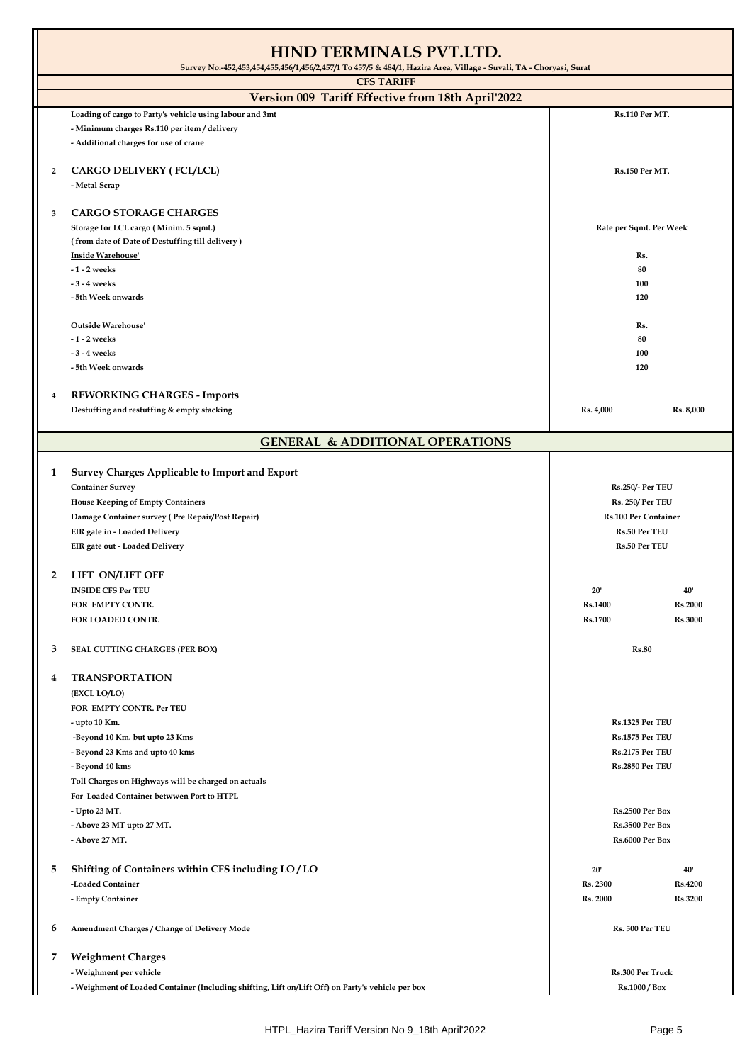# HIND TERMINALS PVT.LTD.

**Survey No:-452,453,454,455,456/1,456/2,457/1 To 457/5 & 484/1, Hazira Area, Village - Suvali, TA - Choryasi, Surat**

**CFS TARIFF**

## Version 009 Tariff Effective from 18th April'2022

| | | | |
|---|---|---|---|
| | **Loading of cargo to Party's vehicle using labour and 3mt** | **Rs.110 Per MT.** | |
| | **- Minimum charges Rs.110 per item / delivery** | | |
| | **- Additional charges for use of crane** | | |
| **2** | **CARGO DELIVERY ( FCL/LCL)** | **Rs.150 Per MT.** | |
| | **- Metal Scrap** | | |
| **3** | **CARGO STORAGE CHARGES** | | |
| | **Storage for LCL cargo ( Minim. 5 sqmt.)** | **Rate per Sqmt. Per Week** | |
| | **( from date of Date of Destuffing till delivery )** | | |
| | **Inside Warehouse'** | **Rs.** | |
| | **- 1 - 2 weeks** | **80** | |
| | **- 3 - 4 weeks** | **100** | |
| | **- 5th Week onwards** | **120** | |
| | **Outside Warehouse'** | **Rs.** | |
| | **- 1 - 2 weeks** | **80** | |
| | **- 3 - 4 weeks** | **100** | |
| | **- 5th Week onwards** | **120** | |
| **4** | **REWORKING CHARGES - Imports** | | |
| | **Destuffing and restuffing & empty stacking** | **Rs. 4,000** | **Rs. 8,000** |

## GENERAL & ADDITIONAL OPERATIONS

| | | | |
|---|---|---|---|
| **1** | **Survey Charges Applicable to Import and Export** | | |
| | **Container Survey** | **Rs.250/- Per TEU** | |
| | **House Keeping of Empty Containers** | **Rs. 250/ Per TEU** | |
| | **Damage Container survey ( Pre Repair/Post Repair)** | **Rs.100 Per Container** | |
| | **EIR gate in - Loaded Delivery** | **Rs.50 Per TEU** | |
| | **EIR gate out - Loaded Delivery** | **Rs.50 Per TEU** | |
| **2** | **LIFT ON/LIFT OFF** | | |
| | **INSIDE CFS Per TEU** | **20'** | **40'** |
| | **FOR EMPTY CONTR.** | **Rs.1400** | **Rs.2000** |
| | **FOR LOADED CONTR.** | **Rs.1700** | **Rs.3000** |
| **3** | **SEAL CUTTING CHARGES (PER BOX)** | **Rs.80** | |
| **4** | **TRANSPORTATION** | | |
| | **(EXCL LO/LO)** | | |
| | **FOR EMPTY CONTR. Per TEU** | | |
| | **- upto 10 Km.** | **Rs.1325 Per TEU** | |
| | **-Beyond 10 Km. but upto 23 Kms** | **Rs.1575 Per TEU** | |
| | **- Beyond 23 Kms and upto 40 kms** | **Rs.2175 Per TEU** | |
| | **- Beyond 40 kms** | **Rs.2850 Per TEU** | |
| | **Toll Charges on Highways will be charged on actuals** | | |
| | **For Loaded Container betwwen Port to HTPL** | | |
| | **- Upto 23 MT.** | **Rs.2500 Per Box** | |
| | **- Above 23 MT upto 27 MT.** | **Rs.3500 Per Box** | |
| | **- Above 27 MT.** | **Rs.6000 Per Box** | |
| **5** | **Shifting of Containers within CFS including LO / LO** | **20'** | **40'** |
| | **-Loaded Container** | **Rs. 2300** | **Rs.4200** |
| | **- Empty Container** | **Rs. 2000** | **Rs.3200** |
| **6** | **Amendment Charges / Change of Delivery Mode** | **Rs. 500 Per TEU** | |
| **7** | **Weighment Charges** | | |
| | **- Weighment per vehicle** | **Rs.300 Per Truck** | |
| | **- Weighment of Loaded Container (Including shifting, Lift on/Lift Off) on Party's vehicle per box** | **Rs.1000 / Box** | |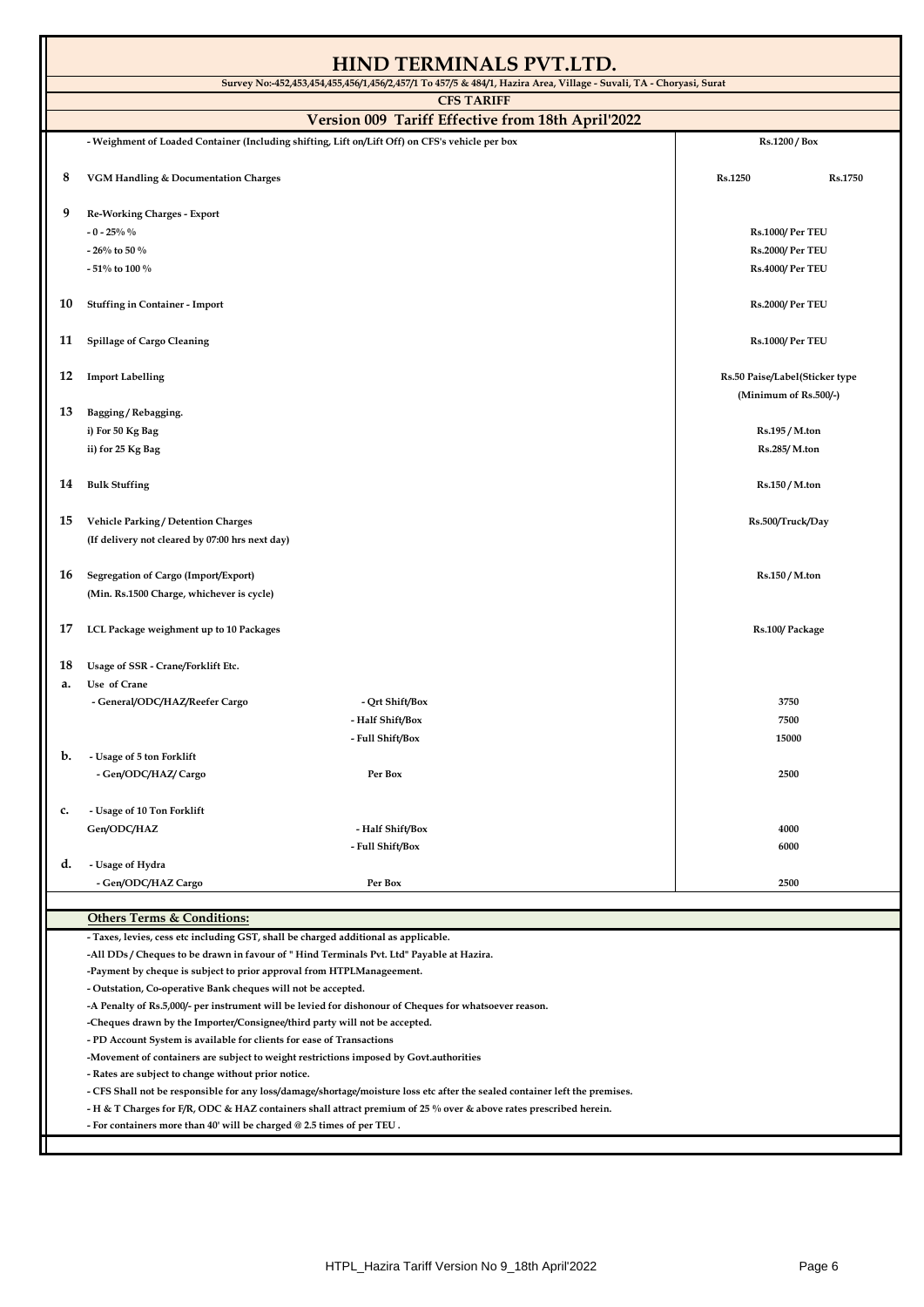# HIND TERMINALS PVT.LTD.

**Survey No:-452,453,454,455,456/1,456/2,457/1 To 457/5 & 484/1, Hazira Area, Village - Suvali, TA - Choryasi, Surat**

**CFS TARIFF**

## Version 009 Tariff Effective from 18th April'2022

| | | | |
|---|---|---|---|
| | - Weighment of Loaded Container (Including shifting, Lift on/Lift Off) on CFS's vehicle per box | | Rs.1200 / Box |
| 8 | VGM Handling & Documentation Charges | | Rs.1250 &nbsp;&nbsp;&nbsp; Rs.1750 |
| 9 | Re-Working Charges - Export | | |
| | - 0 - 25% % | | Rs.1000/ Per TEU |
| | - 26% to 50 % | | Rs.2000/ Per TEU |
| | - 51% to 100 % | | Rs.4000/ Per TEU |
| 10 | Stuffing in Container - Import | | Rs.2000/ Per TEU |
| 11 | Spillage of Cargo Cleaning | | Rs.1000/ Per TEU |
| 12 | Import Labelling | | Rs.50 Paise/Label(Sticker type (Minimum of Rs.500/-) |
| 13 | Bagging / Rebagging. | | |
| | i) For 50 Kg Bag | | Rs.195 / M.ton |
| | ii) for 25 Kg Bag | | Rs.285/ M.ton |
| 14 | Bulk Stuffing | | Rs.150 / M.ton |
| 15 | Vehicle Parking / Detention Charges (If delivery not cleared by 07:00 hrs next day) | | Rs.500/Truck/Day |
| 16 | Segregation of Cargo (Import/Export) (Min. Rs.1500 Charge, whichever is cycle) | | Rs.150 / M.ton |
| 17 | LCL Package weighment up to 10 Packages | | Rs.100/ Package |
| 18 | Usage of SSR - Crane/Forklift Etc. | | |
| a. | Use of Crane | | |
| | - General/ODC/HAZ/Reefer Cargo | - Qrt Shift/Box | 3750 |
| | | - Half Shift/Box | 7500 |
| | | - Full Shift/Box | 15000 |
| b. | - Usage of 5 ton Forklift | | |
| | - Gen/ODC/HAZ/ Cargo | Per Box | 2500 |
| c. | - Usage of 10 Ton Forklift | | |
| | Gen/ODC/HAZ | - Half Shift/Box | 4000 |
| | | - Full Shift/Box | 6000 |
| d. | - Usage of Hydra | | |
| | - Gen/ODC/HAZ Cargo | Per Box | 2500 |

### Others Terms & Conditions:

- Taxes, levies, cess etc including GST, shall be charged additional as applicable.
- All DDs / Cheques to be drawn in favour of " Hind Terminals Pvt. Ltd" Payable at Hazira.
- Payment by cheque is subject to prior approval from HTPLManageement.
- Outstation, Co-operative Bank cheques will not be accepted.
- A Penalty of Rs.5,000/- per instrument will be levied for dishonour of Cheques for whatsoever reason.
- Cheques drawn by the Importer/Consignee/third party will not be accepted.
- PD Account System is available for clients for ease of Transactions
- Movement of containers are subject to weight restrictions imposed by Govt.authorities
- Rates are subject to change without prior notice.
- CFS Shall not be responsible for any loss/damage/shortage/moisture loss etc after the sealed container left the premises.
- H & T Charges for F/R, ODC & HAZ containers shall attract premium of 25 % over & above rates prescribed herein.
- For containers more than 40' will be charged @ 2.5 times of per TEU .